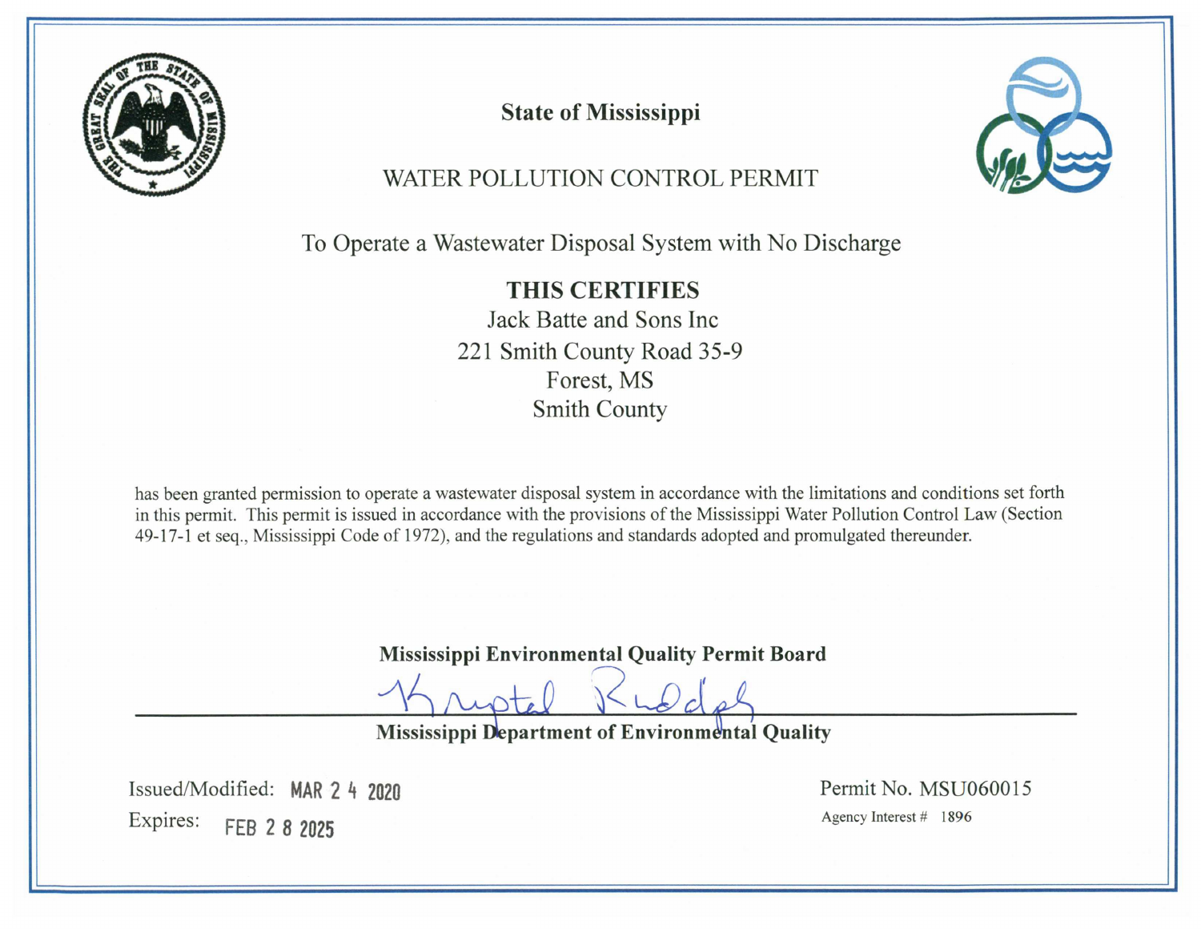# State of Mississippi

## WATER POLLUTION CONTROL PERMIT

To Operate a Wastewater Disposal System with No Discharge

**THIS CERTIFIES**

Jack Batte and Sons Inc
221 Smith County Road 35-9
Forest, MS
Smith County

has been granted permission to operate a wastewater disposal system in accordance with the limitations and conditions set forth in this permit. This permit is issued in accordance with the provisions of the Mississippi Water Pollution Control Law (Section 49-17-1 et seq., Mississippi Code of 1972), and the regulations and standards adopted and promulgated thereunder.

**Mississippi Environmental Quality Permit Board**

Krystal Rudolph

**Mississippi Department of Environmental Quality**

Issued/Modified: MAR 24 2020

Expires: FEB 28 2025

Permit No. MSU060015

Agency Interest # 1896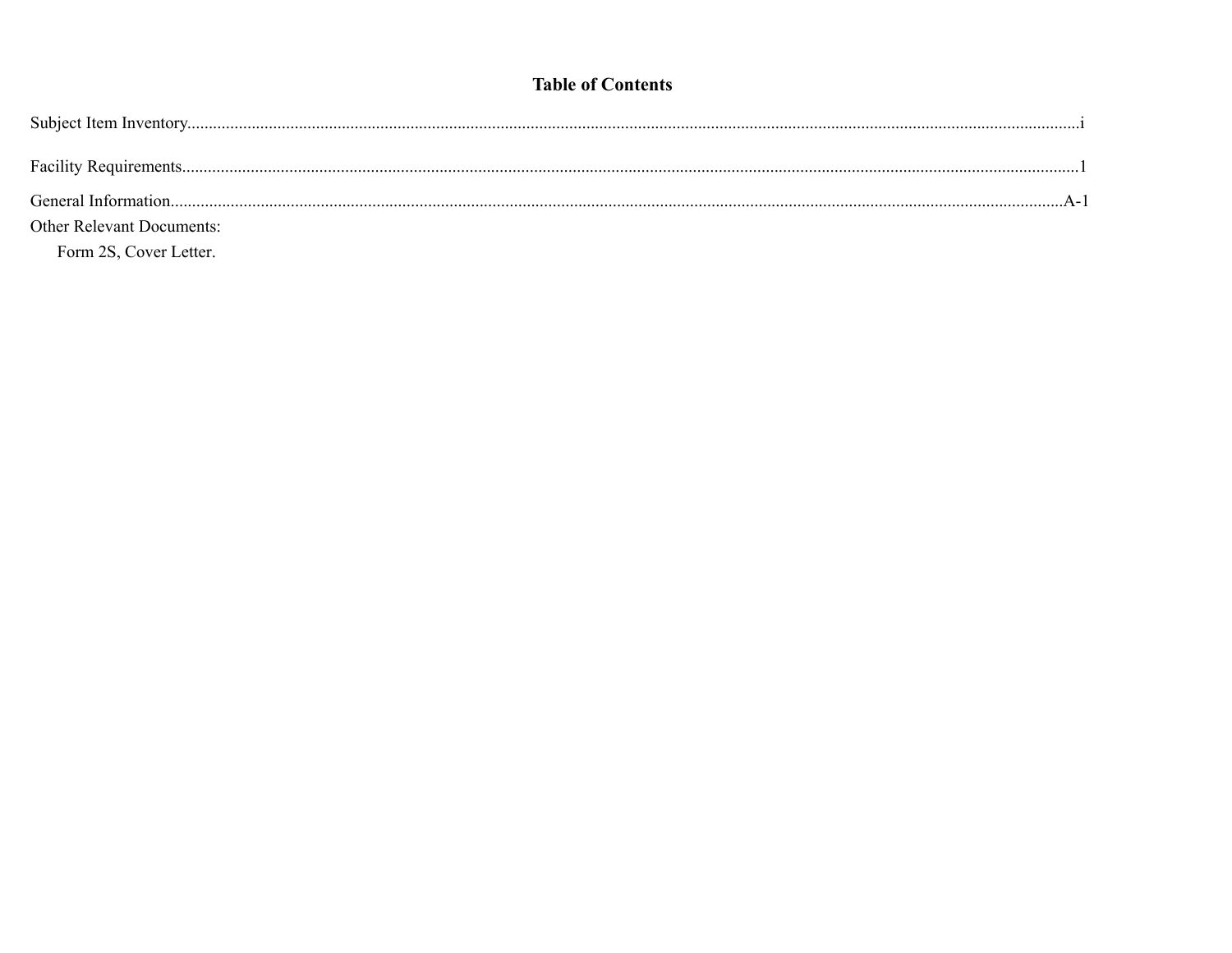# Table of Contents

Subject Item Inventory....................................................................................................i

Facility Requirements....................................................................................................1

General Information....................................................................................................A-1

Other Relevant Documents:

Form 2S, Cover Letter.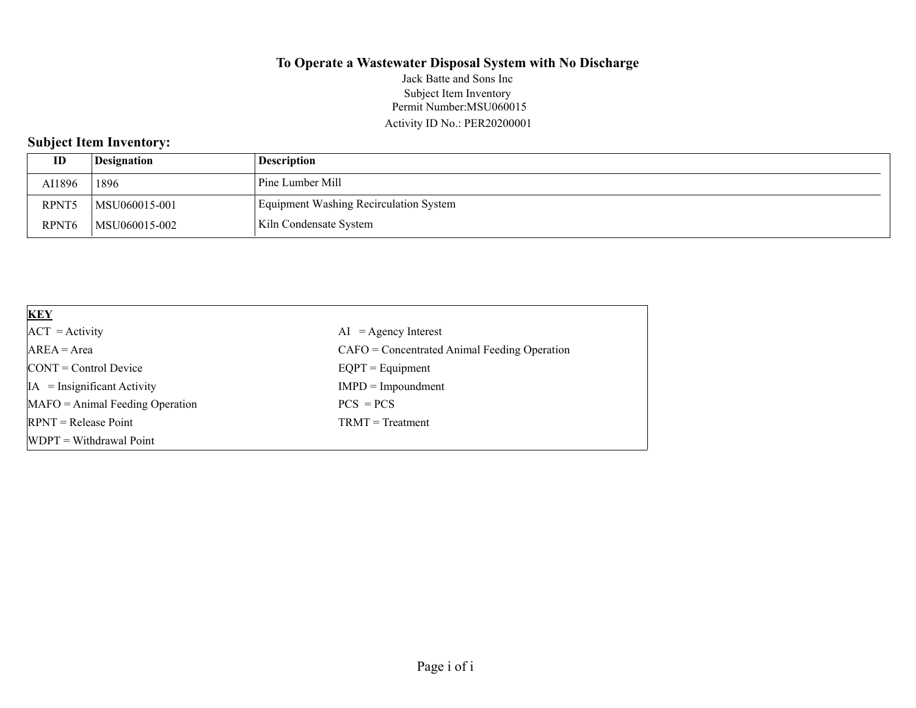**To Operate a Wastewater Disposal System with No Discharge**

Jack Batte and Sons Inc

Subject Item Inventory

Permit Number:MSU060015

Activity ID No.: PER20200001

## Subject Item Inventory:

| ID | Designation | Description |
|---|---|---|
| AI1896 | 1896 | Pine Lumber Mill |
| RPNT5 | MSU060015-001 | Equipment Washing Recirculation System |
| RPNT6 | MSU060015-002 | Kiln Condensate System |

| **KEY** | |
|---|---|
| ACT = Activity | AI = Agency Interest |
| AREA = Area | CAFO = Concentrated Animal Feeding Operation |
| CONT = Control Device | EQPT = Equipment |
| IA = Insignificant Activity | IMPD = Impoundment |
| MAFO = Animal Feeding Operation | PCS = PCS |
| RPNT = Release Point | TRMT = Treatment |
| WDPT = Withdrawal Point | |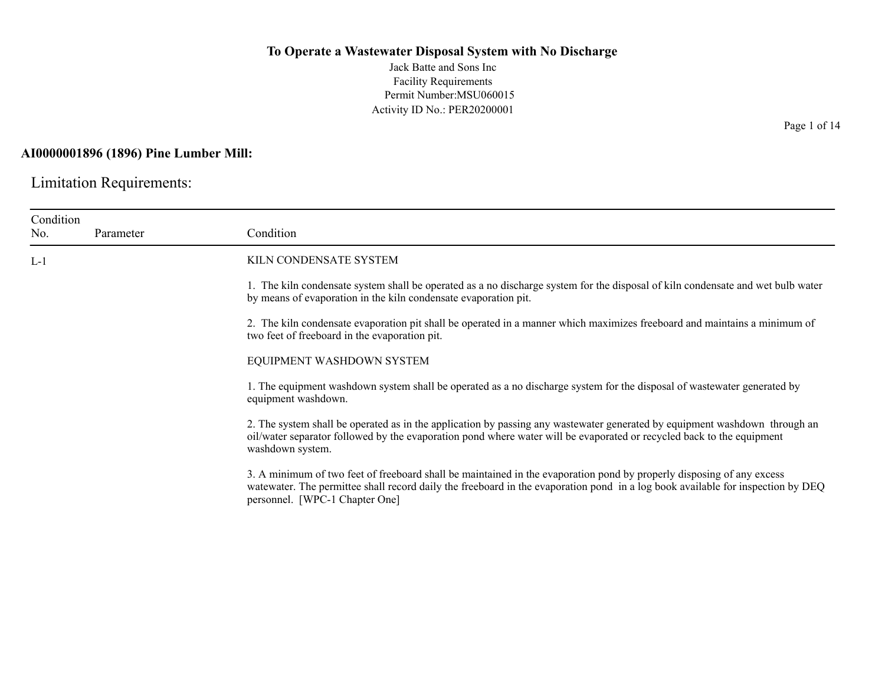# To Operate a Wastewater Disposal System with No Discharge

Jack Batte and Sons Inc
Facility Requirements
Permit Number:MSU060015
Activity ID No.: PER20200001

**AI0000001896 (1896) Pine Lumber Mill:**

## Limitation Requirements:

| Condition No. | Parameter | Condition |
|---|---|---|
| L-1 | | KILN CONDENSATE SYSTEM<br><br>1. The kiln condensate system shall be operated as a no discharge system for the disposal of kiln condensate and wet bulb water by means of evaporation in the kiln condensate evaporation pit.<br><br>2. The kiln condensate evaporation pit shall be operated in a manner which maximizes freeboard and maintains a minimum of two feet of freeboard in the evaporation pit.<br><br>EQUIPMENT WASHDOWN SYSTEM<br><br>1. The equipment washdown system shall be operated as a no discharge system for the disposal of wastewater generated by equipment washdown.<br><br>2. The system shall be operated as in the application by passing any wastewater generated by equipment washdown through an oil/water separator followed by the evaporation pond where water will be evaporated or recycled back to the equipment washdown system.<br><br>3. A minimum of two feet of freeboard shall be maintained in the evaporation pond by properly disposing of any excess watewater. The permittee shall record daily the freeboard in the evaporation pond in a log book available for inspection by DEQ personnel. [WPC-1 Chapter One] |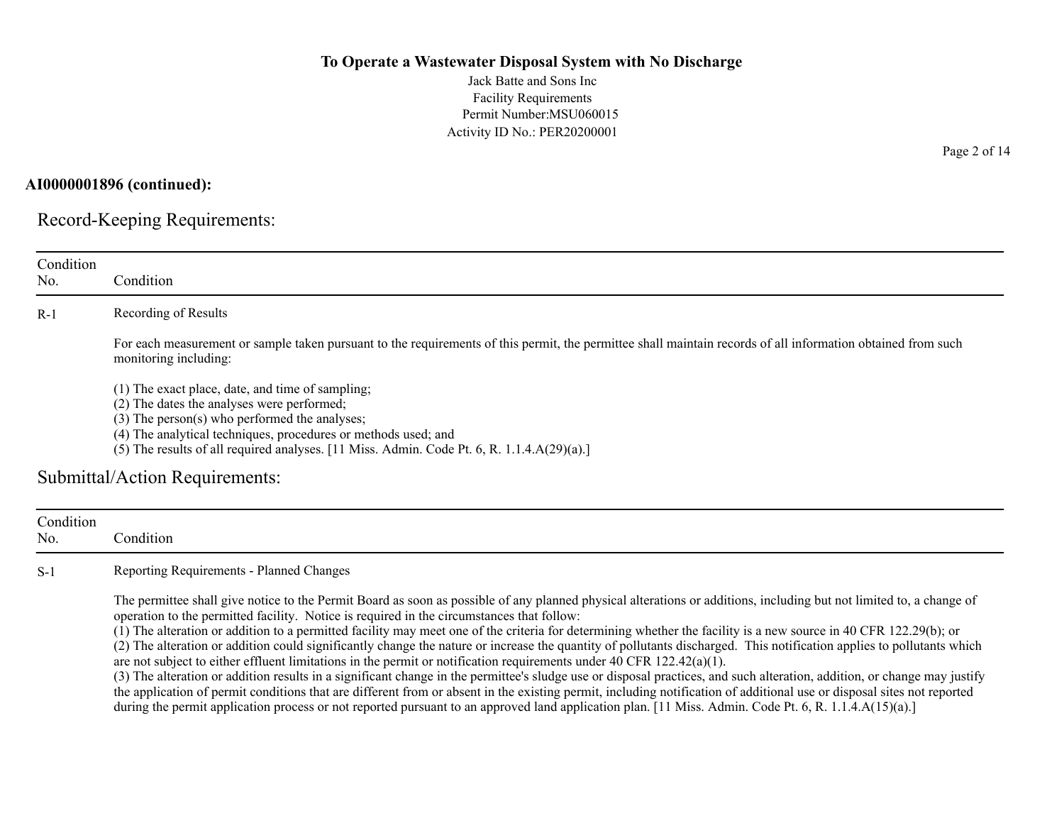**To Operate a Wastewater Disposal System with No Discharge**
Jack Batte and Sons Inc
Facility Requirements
Permit Number:MSU060015
Activity ID No.: PER20200001

**AI0000001896 (continued):**

## Record-Keeping Requirements:

| Condition No. | Condition |
|---|---|
| R-1 | Recording of Results<br><br>For each measurement or sample taken pursuant to the requirements of this permit, the permittee shall maintain records of all information obtained from such monitoring including:<br><br>(1) The exact place, date, and time of sampling;<br>(2) The dates the analyses were performed;<br>(3) The person(s) who performed the analyses;<br>(4) The analytical techniques, procedures or methods used; and<br>(5) The results of all required analyses. [11 Miss. Admin. Code Pt. 6, R. 1.1.4.A(29)(a).] |

## Submittal/Action Requirements:

| Condition No. | Condition |
|---|---|
| S-1 | Reporting Requirements - Planned Changes<br><br>The permittee shall give notice to the Permit Board as soon as possible of any planned physical alterations or additions, including but not limited to, a change of operation to the permitted facility. Notice is required in the circumstances that follow:<br>(1) The alteration or addition to a permitted facility may meet one of the criteria for determining whether the facility is a new source in 40 CFR 122.29(b); or<br>(2) The alteration or addition could significantly change the nature or increase the quantity of pollutants discharged. This notification applies to pollutants which are not subject to either effluent limitations in the permit or notification requirements under 40 CFR 122.42(a)(1).<br>(3) The alteration or addition results in a significant change in the permittee's sludge use or disposal practices, and such alteration, addition, or change may justify the application of permit conditions that are different from or absent in the existing permit, including notification of additional use or disposal sites not reported during the permit application process or not reported pursuant to an approved land application plan. [11 Miss. Admin. Code Pt. 6, R. 1.1.4.A(15)(a).] |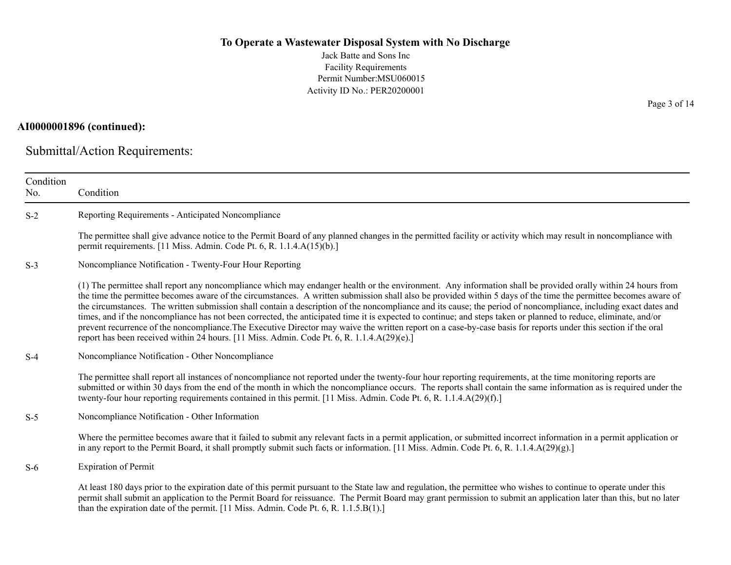**AI0000001896 (continued):**

## Submittal/Action Requirements:

| Condition No. | Condition |
| --- | --- |
| S-2 | Reporting Requirements - Anticipated Noncompliance<br><br>The permittee shall give advance notice to the Permit Board of any planned changes in the permitted facility or activity which may result in noncompliance with permit requirements. [11 Miss. Admin. Code Pt. 6, R. 1.1.4.A(15)(b).] |
| S-3 | Noncompliance Notification - Twenty-Four Hour Reporting<br><br>(1) The permittee shall report any noncompliance which may endanger health or the environment. Any information shall be provided orally within 24 hours from the time the permittee becomes aware of the circumstances. A written submission shall also be provided within 5 days of the time the permittee becomes aware of the circumstances. The written submission shall contain a description of the noncompliance and its cause; the period of noncompliance, including exact dates and times, and if the noncompliance has not been corrected, the anticipated time it is expected to continue; and steps taken or planned to reduce, eliminate, and/or prevent recurrence of the noncompliance.The Executive Director may waive the written report on a case-by-case basis for reports under this section if the oral report has been received within 24 hours. [11 Miss. Admin. Code Pt. 6, R. 1.1.4.A(29)(e).] |
| S-4 | Noncompliance Notification - Other Noncompliance<br><br>The permittee shall report all instances of noncompliance not reported under the twenty-four hour reporting requirements, at the time monitoring reports are submitted or within 30 days from the end of the month in which the noncompliance occurs. The reports shall contain the same information as is required under the twenty-four hour reporting requirements contained in this permit. [11 Miss. Admin. Code Pt. 6, R. 1.1.4.A(29)(f).] |
| S-5 | Noncompliance Notification - Other Information<br><br>Where the permittee becomes aware that it failed to submit any relevant facts in a permit application, or submitted incorrect information in a permit application or in any report to the Permit Board, it shall promptly submit such facts or information. [11 Miss. Admin. Code Pt. 6, R. 1.1.4.A(29)(g).] |
| S-6 | Expiration of Permit<br><br>At least 180 days prior to the expiration date of this permit pursuant to the State law and regulation, the permittee who wishes to continue to operate under this permit shall submit an application to the Permit Board for reissuance. The Permit Board may grant permission to submit an application later than this, but no later than the expiration date of the permit. [11 Miss. Admin. Code Pt. 6, R. 1.1.5.B(1).] |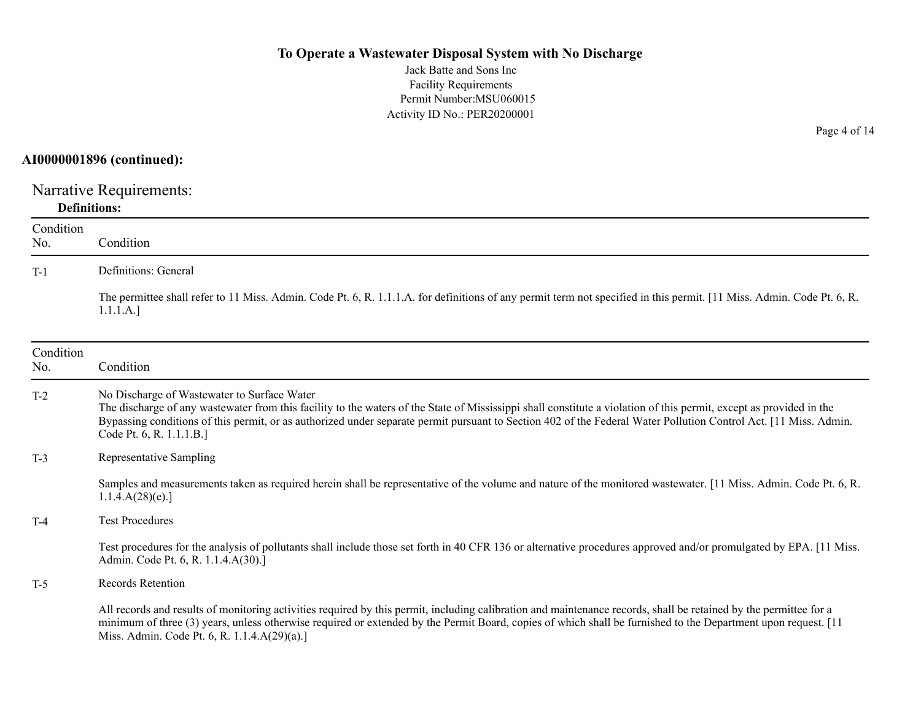**AI0000001896 (continued):**

## Narrative Requirements:

**Definitions:**

| Condition No. | Condition |
|---|---|
| T-1 | Definitions: General<br><br>The permittee shall refer to 11 Miss. Admin. Code Pt. 6, R. 1.1.1.A. for definitions of any permit term not specified in this permit. [11 Miss. Admin. Code Pt. 6, R. 1.1.1.A.] |

| Condition No. | Condition |
|---|---|
| T-2 | No Discharge of Wastewater to Surface Water<br>The discharge of any wastewater from this facility to the waters of the State of Mississippi shall constitute a violation of this permit, except as provided in the Bypassing conditions of this permit, or as authorized under separate permit pursuant to Section 402 of the Federal Water Pollution Control Act. [11 Miss. Admin. Code Pt. 6, R. 1.1.1.B.] |
| T-3 | Representative Sampling<br><br>Samples and measurements taken as required herein shall be representative of the volume and nature of the monitored wastewater. [11 Miss. Admin. Code Pt. 6, R. 1.1.4.A(28)(e).] |
| T-4 | Test Procedures<br><br>Test procedures for the analysis of pollutants shall include those set forth in 40 CFR 136 or alternative procedures approved and/or promulgated by EPA. [11 Miss. Admin. Code Pt. 6, R. 1.1.4.A(30).] |
| T-5 | Records Retention<br><br>All records and results of monitoring activities required by this permit, including calibration and maintenance records, shall be retained by the permittee for a minimum of three (3) years, unless otherwise required or extended by the Permit Board, copies of which shall be furnished to the Department upon request. [11 Miss. Admin. Code Pt. 6, R. 1.1.4.A(29)(a).] |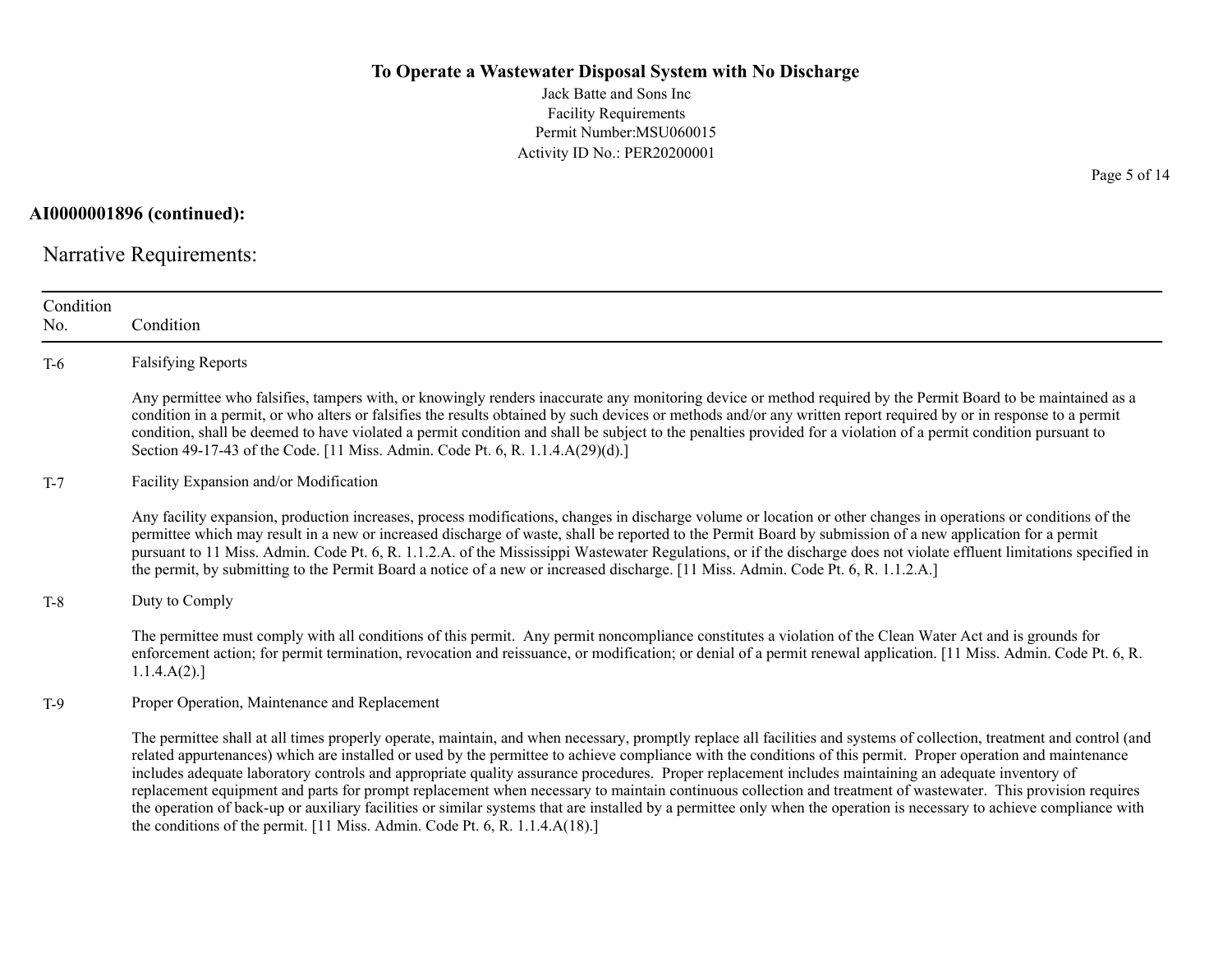**AI0000001896 (continued):**

Narrative Requirements:

| Condition No. | Condition |
|---|---|
| T-6 | Falsifying Reports<br><br>Any permittee who falsifies, tampers with, or knowingly renders inaccurate any monitoring device or method required by the Permit Board to be maintained as a condition in a permit, or who alters or falsifies the results obtained by such devices or methods and/or any written report required by or in response to a permit condition, shall be deemed to have violated a permit condition and shall be subject to the penalties provided for a violation of a permit condition pursuant to Section 49-17-43 of the Code. [11 Miss. Admin. Code Pt. 6, R. 1.1.4.A(29)(d).] |
| T-7 | Facility Expansion and/or Modification<br><br>Any facility expansion, production increases, process modifications, changes in discharge volume or location or other changes in operations or conditions of the permittee which may result in a new or increased discharge of waste, shall be reported to the Permit Board by submission of a new application for a permit pursuant to 11 Miss. Admin. Code Pt. 6, R. 1.1.2.A. of the Mississippi Wastewater Regulations, or if the discharge does not violate effluent limitations specified in the permit, by submitting to the Permit Board a notice of a new or increased discharge. [11 Miss. Admin. Code Pt. 6, R. 1.1.2.A.] |
| T-8 | Duty to Comply<br><br>The permittee must comply with all conditions of this permit. Any permit noncompliance constitutes a violation of the Clean Water Act and is grounds for enforcement action; for permit termination, revocation and reissuance, or modification; or denial of a permit renewal application. [11 Miss. Admin. Code Pt. 6, R. 1.1.4.A(2).] |
| T-9 | Proper Operation, Maintenance and Replacement<br><br>The permittee shall at all times properly operate, maintain, and when necessary, promptly replace all facilities and systems of collection, treatment and control (and related appurtenances) which are installed or used by the permittee to achieve compliance with the conditions of this permit. Proper operation and maintenance includes adequate laboratory controls and appropriate quality assurance procedures. Proper replacement includes maintaining an adequate inventory of replacement equipment and parts for prompt replacement when necessary to maintain continuous collection and treatment of wastewater. This provision requires the operation of back-up or auxiliary facilities or similar systems that are installed by a permittee only when the operation is necessary to achieve compliance with the conditions of the permit. [11 Miss. Admin. Code Pt. 6, R. 1.1.4.A(18).] |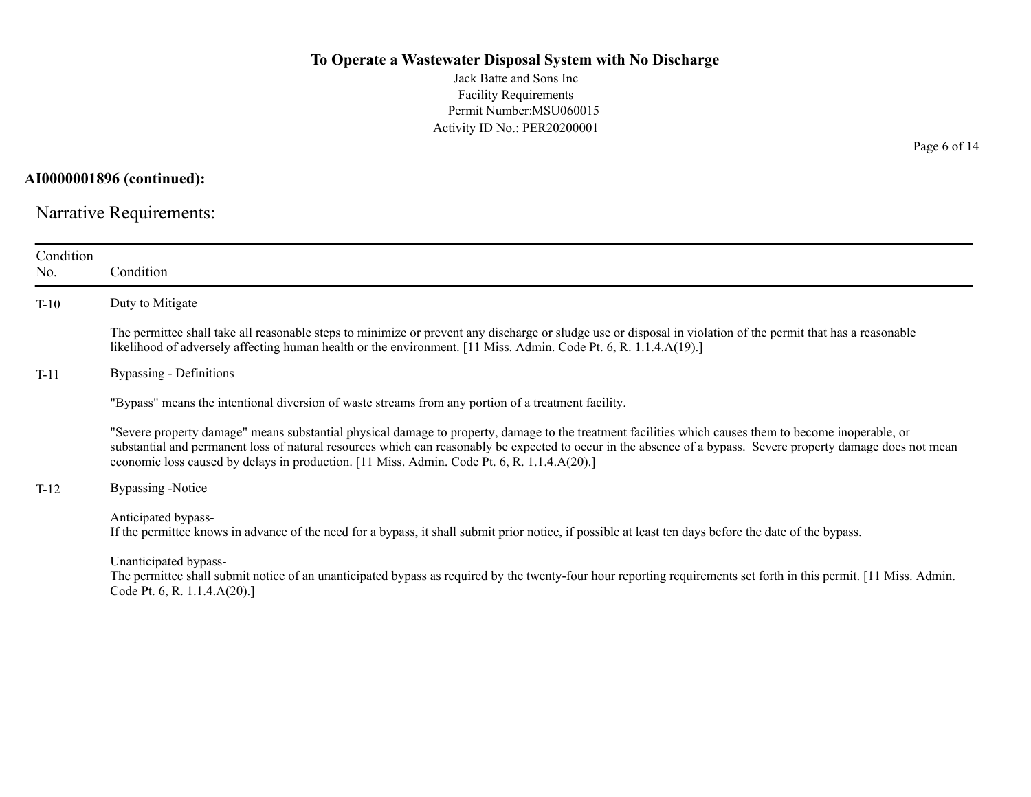**AI0000001896 (continued):**

## Narrative Requirements:

| Condition No. | Condition |
|---|---|
| T-10 | Duty to Mitigate<br><br>The permittee shall take all reasonable steps to minimize or prevent any discharge or sludge use or disposal in violation of the permit that has a reasonable likelihood of adversely affecting human health or the environment. [11 Miss. Admin. Code Pt. 6, R. 1.1.4.A(19).] |
| T-11 | Bypassing - Definitions<br><br>"Bypass" means the intentional diversion of waste streams from any portion of a treatment facility.<br><br>"Severe property damage" means substantial physical damage to property, damage to the treatment facilities which causes them to become inoperable, or substantial and permanent loss of natural resources which can reasonably be expected to occur in the absence of a bypass. Severe property damage does not mean economic loss caused by delays in production. [11 Miss. Admin. Code Pt. 6, R. 1.1.4.A(20).] |
| T-12 | Bypassing -Notice<br><br>Anticipated bypass-<br>If the permittee knows in advance of the need for a bypass, it shall submit prior notice, if possible at least ten days before the date of the bypass.<br><br>Unanticipated bypass-<br>The permittee shall submit notice of an unanticipated bypass as required by the twenty-four hour reporting requirements set forth in this permit. [11 Miss. Admin. Code Pt. 6, R. 1.1.4.A(20).] |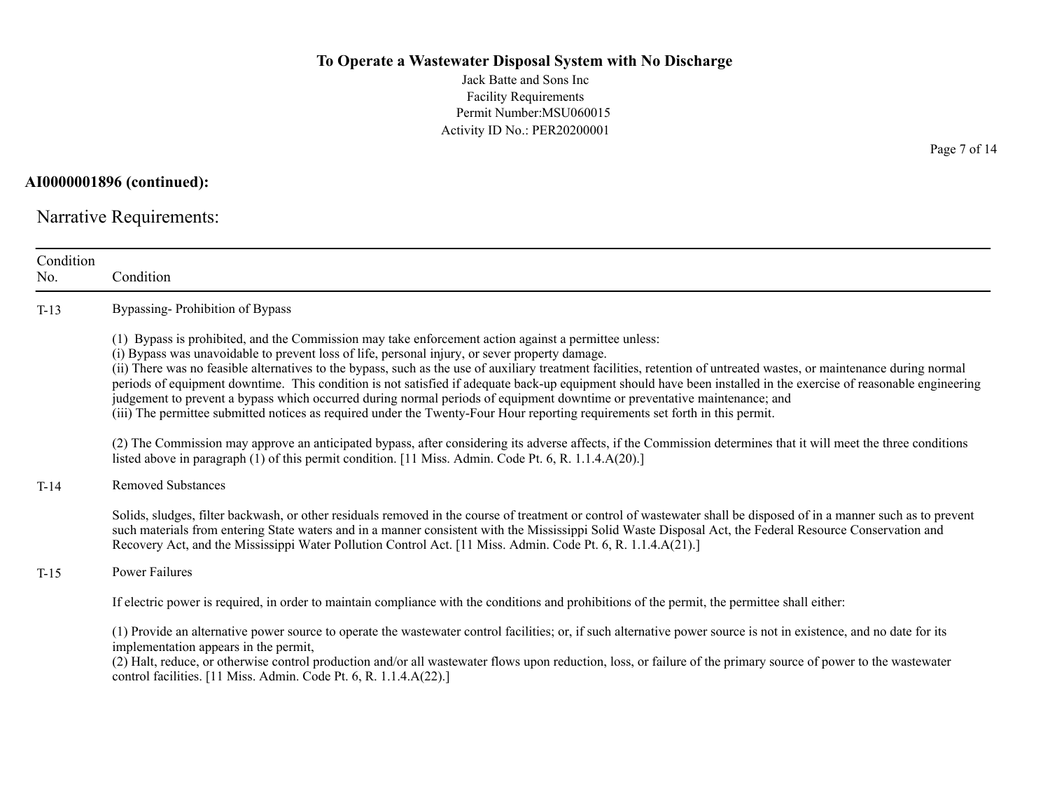**AI0000001896 (continued):**

Narrative Requirements:

| Condition No. | Condition |
|---|---|
| T-13 | Bypassing- Prohibition of Bypass<br><br>(1) Bypass is prohibited, and the Commission may take enforcement action against a permittee unless:<br>(i) Bypass was unavoidable to prevent loss of life, personal injury, or sever property damage.<br>(ii) There was no feasible alternatives to the bypass, such as the use of auxiliary treatment facilities, retention of untreated wastes, or maintenance during normal periods of equipment downtime. This condition is not satisfied if adequate back-up equipment should have been installed in the exercise of reasonable engineering judgement to prevent a bypass which occurred during normal periods of equipment downtime or preventative maintenance; and<br>(iii) The permittee submitted notices as required under the Twenty-Four Hour reporting requirements set forth in this permit.<br><br>(2) The Commission may approve an anticipated bypass, after considering its adverse affects, if the Commission determines that it will meet the three conditions listed above in paragraph (1) of this permit condition. [11 Miss. Admin. Code Pt. 6, R. 1.1.4.A(20).] |
| T-14 | Removed Substances<br><br>Solids, sludges, filter backwash, or other residuals removed in the course of treatment or control of wastewater shall be disposed of in a manner such as to prevent such materials from entering State waters and in a manner consistent with the Mississippi Solid Waste Disposal Act, the Federal Resource Conservation and Recovery Act, and the Mississippi Water Pollution Control Act. [11 Miss. Admin. Code Pt. 6, R. 1.1.4.A(21).] |
| T-15 | Power Failures<br><br>If electric power is required, in order to maintain compliance with the conditions and prohibitions of the permit, the permittee shall either:<br><br>(1) Provide an alternative power source to operate the wastewater control facilities; or, if such alternative power source is not in existence, and no date for its implementation appears in the permit,<br>(2) Halt, reduce, or otherwise control production and/or all wastewater flows upon reduction, loss, or failure of the primary source of power to the wastewater control facilities. [11 Miss. Admin. Code Pt. 6, R. 1.1.4.A(22).] |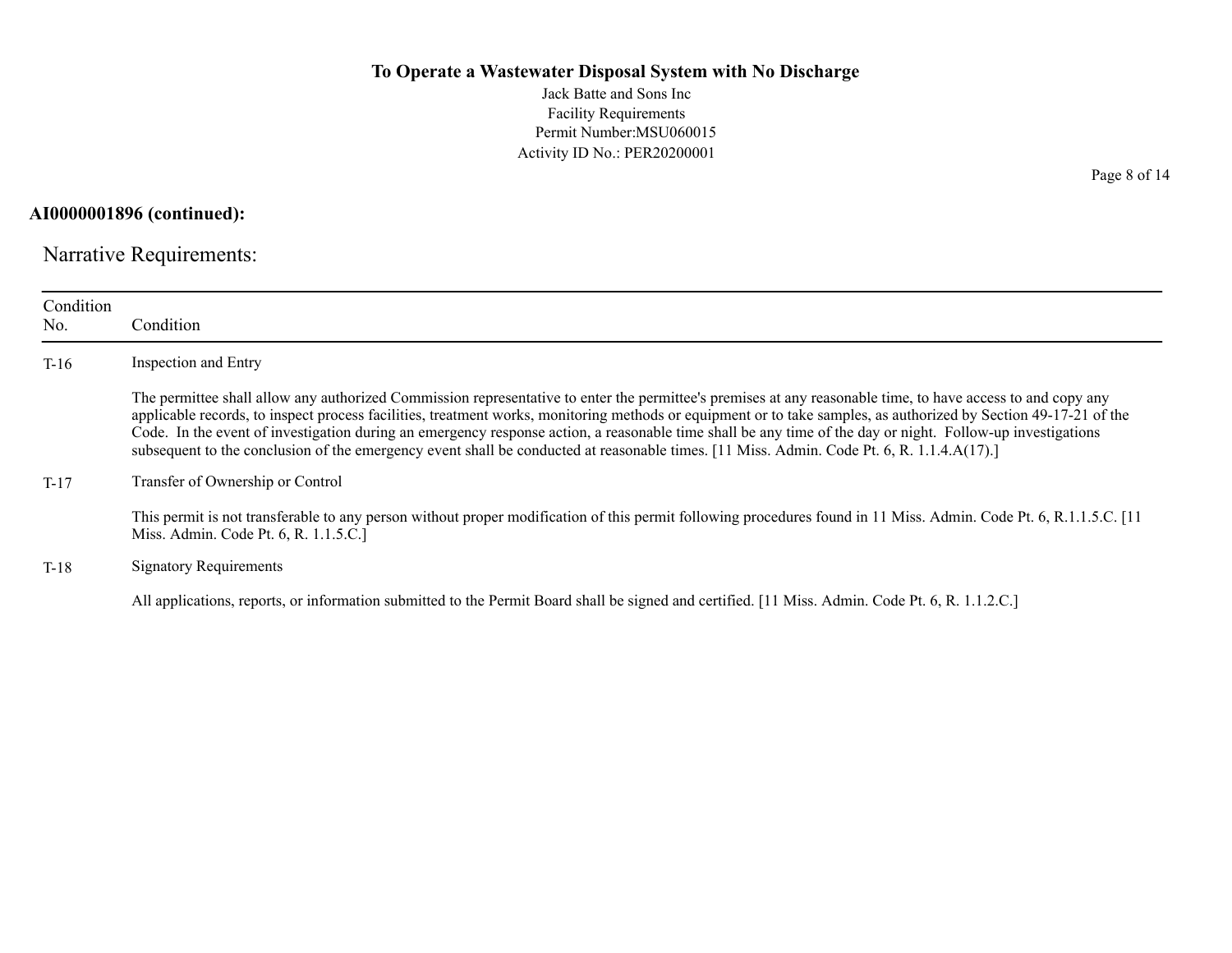**AI0000001896 (continued):**

## Narrative Requirements:

| Condition No. | Condition |
|---|---|
| T-16 | Inspection and Entry<br><br>The permittee shall allow any authorized Commission representative to enter the permittee's premises at any reasonable time, to have access to and copy any applicable records, to inspect process facilities, treatment works, monitoring methods or equipment or to take samples, as authorized by Section 49-17-21 of the Code. In the event of investigation during an emergency response action, a reasonable time shall be any time of the day or night. Follow-up investigations subsequent to the conclusion of the emergency event shall be conducted at reasonable times. [11 Miss. Admin. Code Pt. 6, R. 1.1.4.A(17).] |
| T-17 | Transfer of Ownership or Control<br><br>This permit is not transferable to any person without proper modification of this permit following procedures found in 11 Miss. Admin. Code Pt. 6, R.1.1.5.C. [11 Miss. Admin. Code Pt. 6, R. 1.1.5.C.] |
| T-18 | Signatory Requirements<br><br>All applications, reports, or information submitted to the Permit Board shall be signed and certified. [11 Miss. Admin. Code Pt. 6, R. 1.1.2.C.] |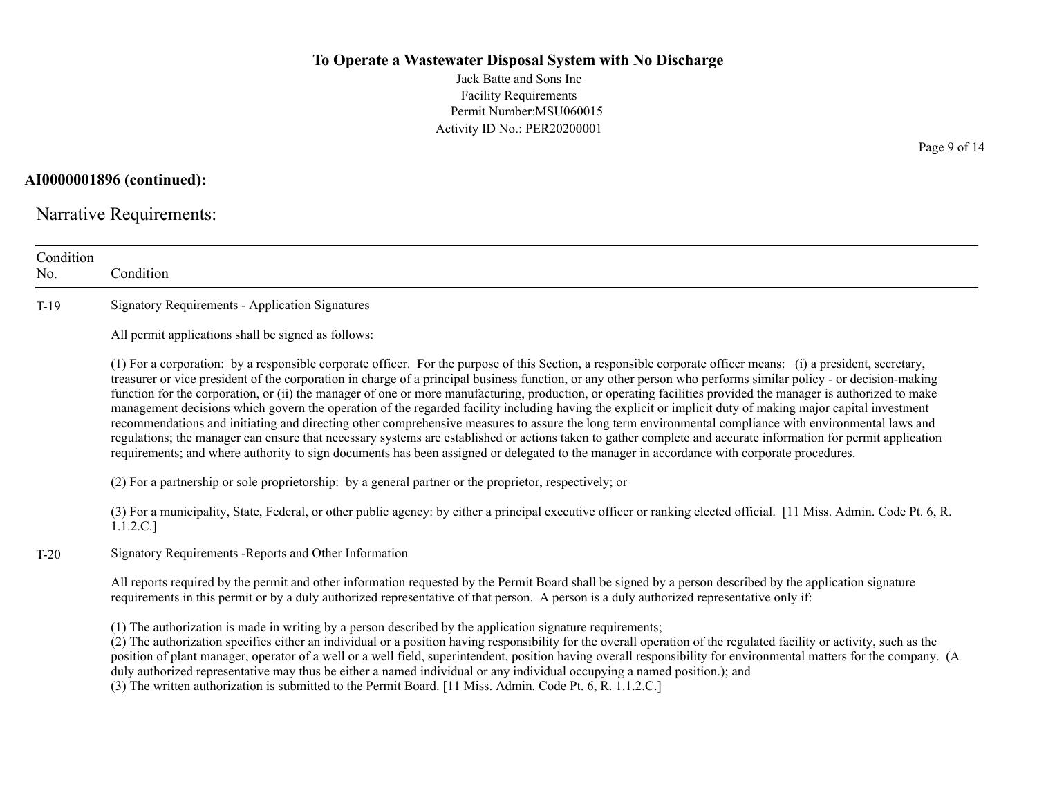**AI0000001896 (continued):**

Narrative Requirements:

| Condition No. | Condition |
|---|---|
| T-19 | Signatory Requirements - Application Signatures<br><br>All permit applications shall be signed as follows:<br><br>(1) For a corporation: by a responsible corporate officer. For the purpose of this Section, a responsible corporate officer means: (i) a president, secretary, treasurer or vice president of the corporation in charge of a principal business function, or any other person who performs similar policy - or decision-making function for the corporation, or (ii) the manager of one or more manufacturing, production, or operating facilities provided the manager is authorized to make management decisions which govern the operation of the regarded facility including having the explicit or implicit duty of making major capital investment recommendations and initiating and directing other comprehensive measures to assure the long term environmental compliance with environmental laws and regulations; the manager can ensure that necessary systems are established or actions taken to gather complete and accurate information for permit application requirements; and where authority to sign documents has been assigned or delegated to the manager in accordance with corporate procedures.<br><br>(2) For a partnership or sole proprietorship: by a general partner or the proprietor, respectively; or<br><br>(3) For a municipality, State, Federal, or other public agency: by either a principal executive officer or ranking elected official. [11 Miss. Admin. Code Pt. 6, R. 1.1.2.C.] |
| T-20 | Signatory Requirements -Reports and Other Information<br><br>All reports required by the permit and other information requested by the Permit Board shall be signed by a person described by the application signature requirements in this permit or by a duly authorized representative of that person. A person is a duly authorized representative only if:<br><br>(1) The authorization is made in writing by a person described by the application signature requirements;<br>(2) The authorization specifies either an individual or a position having responsibility for the overall operation of the regulated facility or activity, such as the position of plant manager, operator of a well or a well field, superintendent, position having overall responsibility for environmental matters for the company. (A duly authorized representative may thus be either a named individual or any individual occupying a named position.); and<br>(3) The written authorization is submitted to the Permit Board. [11 Miss. Admin. Code Pt. 6, R. 1.1.2.C.] |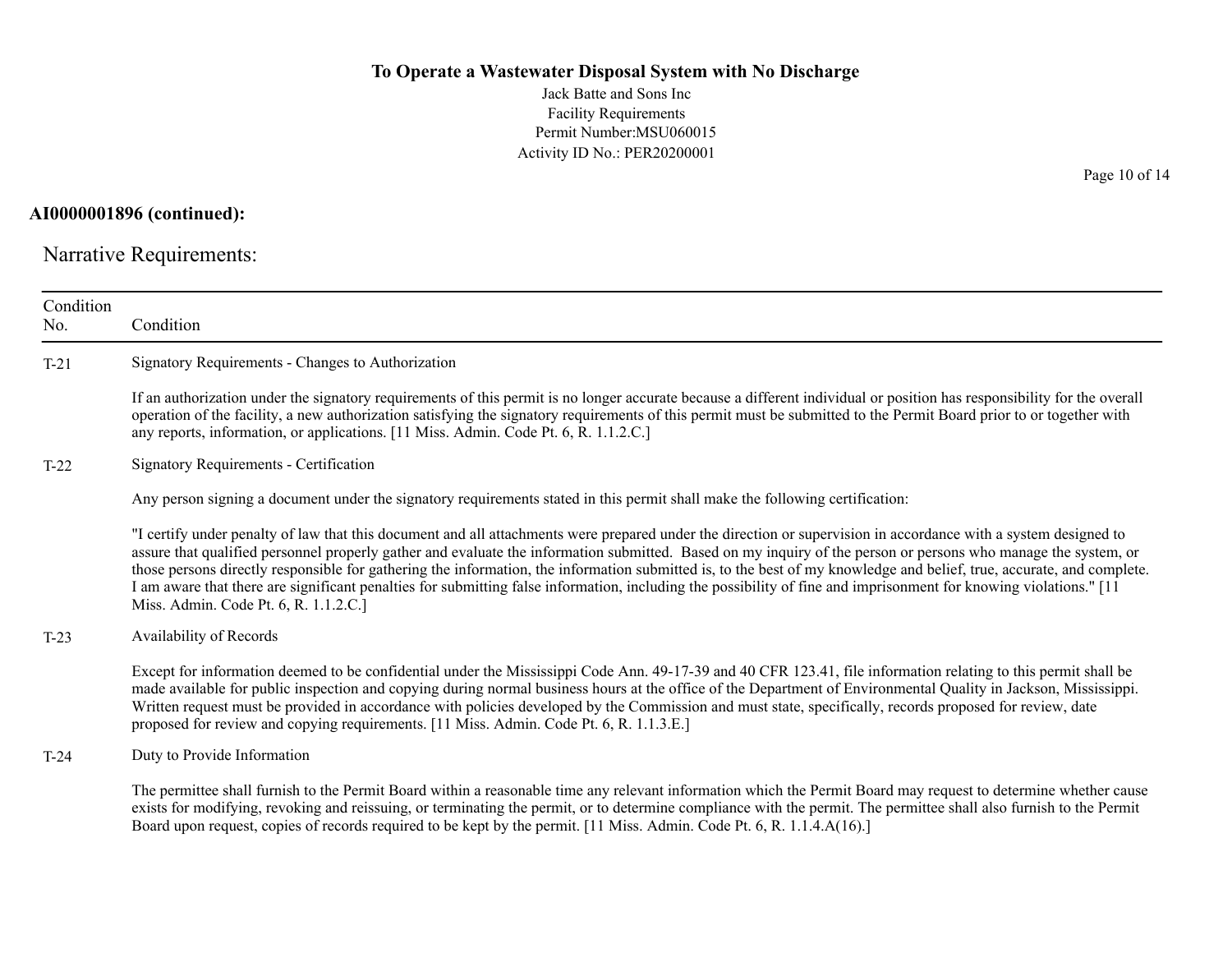**AI0000001896 (continued):**

Narrative Requirements:

| Condition No. | Condition |
|---|---|
| T-21 | Signatory Requirements - Changes to Authorization<br><br>If an authorization under the signatory requirements of this permit is no longer accurate because a different individual or position has responsibility for the overall operation of the facility, a new authorization satisfying the signatory requirements of this permit must be submitted to the Permit Board prior to or together with any reports, information, or applications. [11 Miss. Admin. Code Pt. 6, R. 1.1.2.C.] |
| T-22 | Signatory Requirements - Certification<br><br>Any person signing a document under the signatory requirements stated in this permit shall make the following certification:<br><br>"I certify under penalty of law that this document and all attachments were prepared under the direction or supervision in accordance with a system designed to assure that qualified personnel properly gather and evaluate the information submitted. Based on my inquiry of the person or persons who manage the system, or those persons directly responsible for gathering the information, the information submitted is, to the best of my knowledge and belief, true, accurate, and complete. I am aware that there are significant penalties for submitting false information, including the possibility of fine and imprisonment for knowing violations." [11 Miss. Admin. Code Pt. 6, R. 1.1.2.C.] |
| T-23 | Availability of Records<br><br>Except for information deemed to be confidential under the Mississippi Code Ann. 49-17-39 and 40 CFR 123.41, file information relating to this permit shall be made available for public inspection and copying during normal business hours at the office of the Department of Environmental Quality in Jackson, Mississippi. Written request must be provided in accordance with policies developed by the Commission and must state, specifically, records proposed for review, date proposed for review and copying requirements. [11 Miss. Admin. Code Pt. 6, R. 1.1.3.E.] |
| T-24 | Duty to Provide Information<br><br>The permittee shall furnish to the Permit Board within a reasonable time any relevant information which the Permit Board may request to determine whether cause exists for modifying, revoking and reissuing, or terminating the permit, or to determine compliance with the permit. The permittee shall also furnish to the Permit Board upon request, copies of records required to be kept by the permit. [11 Miss. Admin. Code Pt. 6, R. 1.1.4.A(16).] |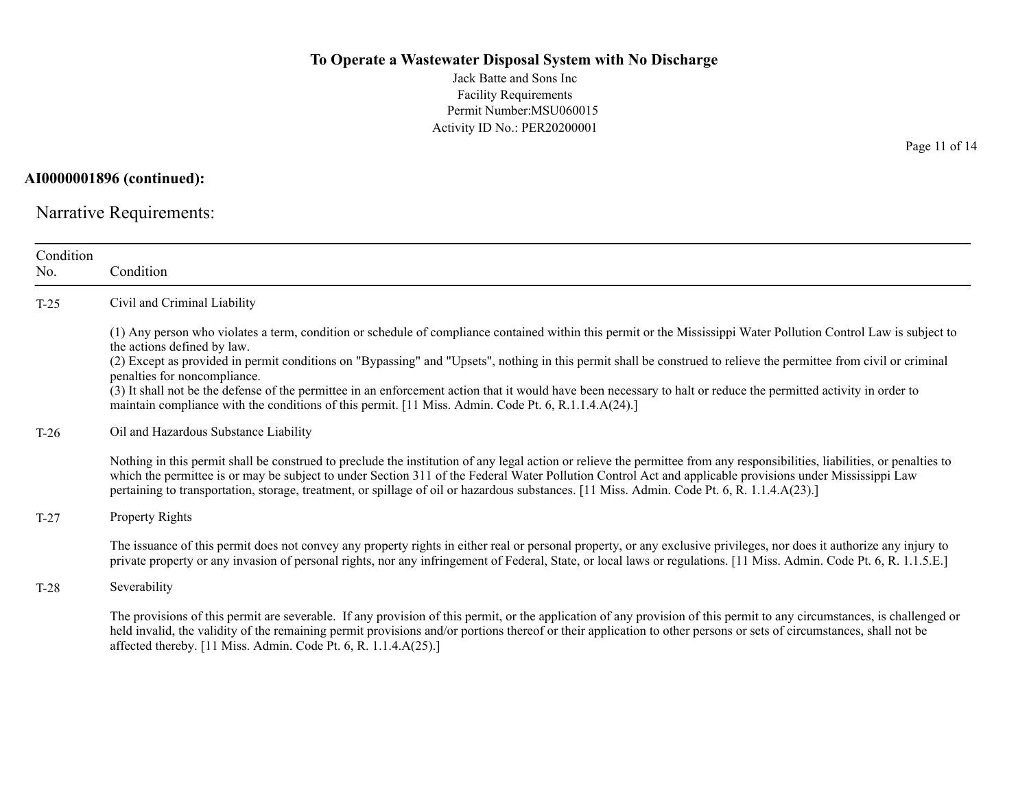**AI0000001896 (continued):**

Narrative Requirements:

| Condition No. | Condition |
|---|---|
| T-25 | Civil and Criminal Liability<br><br>(1) Any person who violates a term, condition or schedule of compliance contained within this permit or the Mississippi Water Pollution Control Law is subject to the actions defined by law.<br>(2) Except as provided in permit conditions on "Bypassing" and "Upsets", nothing in this permit shall be construed to relieve the permittee from civil or criminal penalties for noncompliance.<br>(3) It shall not be the defense of the permittee in an enforcement action that it would have been necessary to halt or reduce the permitted activity in order to maintain compliance with the conditions of this permit. [11 Miss. Admin. Code Pt. 6, R.1.1.4.A(24).] |
| T-26 | Oil and Hazardous Substance Liability<br><br>Nothing in this permit shall be construed to preclude the institution of any legal action or relieve the permittee from any responsibilities, liabilities, or penalties to which the permittee is or may be subject to under Section 311 of the Federal Water Pollution Control Act and applicable provisions under Mississippi Law pertaining to transportation, storage, treatment, or spillage of oil or hazardous substances. [11 Miss. Admin. Code Pt. 6, R. 1.1.4.A(23).] |
| T-27 | Property Rights<br><br>The issuance of this permit does not convey any property rights in either real or personal property, or any exclusive privileges, nor does it authorize any injury to private property or any invasion of personal rights, nor any infringement of Federal, State, or local laws or regulations. [11 Miss. Admin. Code Pt. 6, R. 1.1.5.E.] |
| T-28 | Severability<br><br>The provisions of this permit are severable. If any provision of this permit, or the application of any provision of this permit to any circumstances, is challenged or held invalid, the validity of the remaining permit provisions and/or portions thereof or their application to other persons or sets of circumstances, shall not be affected thereby. [11 Miss. Admin. Code Pt. 6, R. 1.1.4.A(25).] |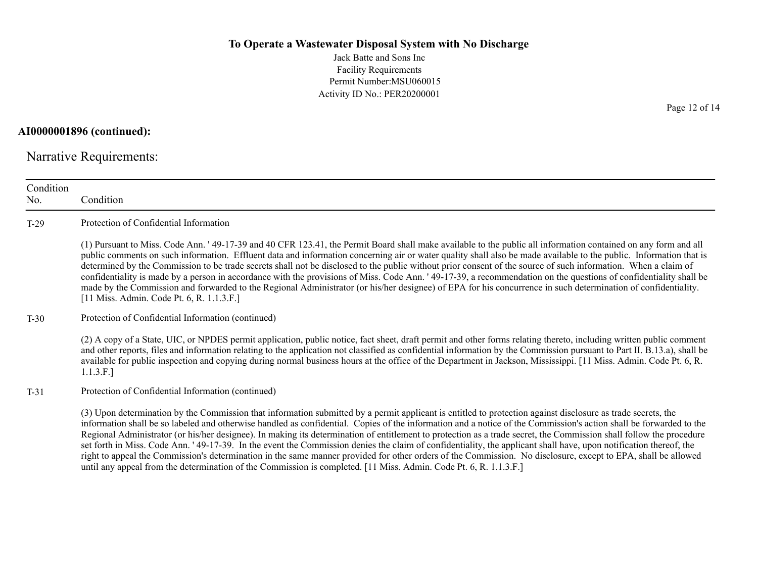**AI0000001896 (continued):**

## Narrative Requirements:

| Condition No. | Condition |
|---|---|
| T-29 | Protection of Confidential Information<br><br>(1) Pursuant to Miss. Code Ann. ' 49-17-39 and 40 CFR 123.41, the Permit Board shall make available to the public all information contained on any form and all public comments on such information. Effluent data and information concerning air or water quality shall also be made available to the public. Information that is determined by the Commission to be trade secrets shall not be disclosed to the public without prior consent of the source of such information. When a claim of confidentiality is made by a person in accordance with the provisions of Miss. Code Ann. ' 49-17-39, a recommendation on the questions of confidentiality shall be made by the Commission and forwarded to the Regional Administrator (or his/her designee) of EPA for his concurrence in such determination of confidentiality. [11 Miss. Admin. Code Pt. 6, R. 1.1.3.F.] |
| T-30 | Protection of Confidential Information (continued)<br><br>(2) A copy of a State, UIC, or NPDES permit application, public notice, fact sheet, draft permit and other forms relating thereto, including written public comment and other reports, files and information relating to the application not classified as confidential information by the Commission pursuant to Part II. B.13.a), shall be available for public inspection and copying during normal business hours at the office of the Department in Jackson, Mississippi. [11 Miss. Admin. Code Pt. 6, R. 1.1.3.F.] |
| T-31 | Protection of Confidential Information (continued)<br><br>(3) Upon determination by the Commission that information submitted by a permit applicant is entitled to protection against disclosure as trade secrets, the information shall be so labeled and otherwise handled as confidential. Copies of the information and a notice of the Commission's action shall be forwarded to the Regional Administrator (or his/her designee). In making its determination of entitlement to protection as a trade secret, the Commission shall follow the procedure set forth in Miss. Code Ann. ' 49-17-39. In the event the Commission denies the claim of confidentiality, the applicant shall have, upon notification thereof, the right to appeal the Commission's determination in the same manner provided for other orders of the Commission. No disclosure, except to EPA, shall be allowed until any appeal from the determination of the Commission is completed. [11 Miss. Admin. Code Pt. 6, R. 1.1.3.F.] |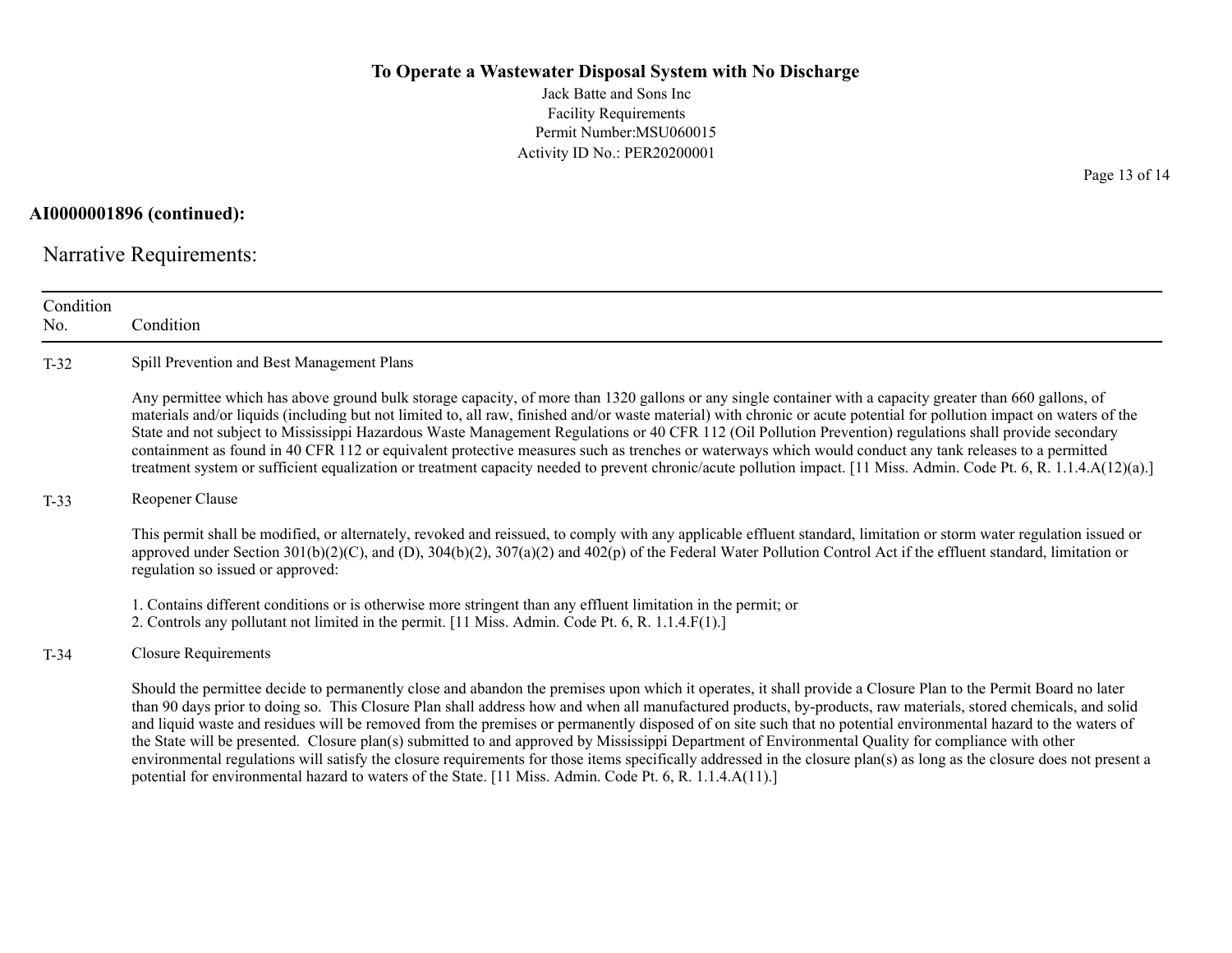**AI0000001896 (continued):**

Narrative Requirements:

| Condition No. | Condition |
|---|---|
| T-32 | Spill Prevention and Best Management Plans<br><br>Any permittee which has above ground bulk storage capacity, of more than 1320 gallons or any single container with a capacity greater than 660 gallons, of materials and/or liquids (including but not limited to, all raw, finished and/or waste material) with chronic or acute potential for pollution impact on waters of the State and not subject to Mississippi Hazardous Waste Management Regulations or 40 CFR 112 (Oil Pollution Prevention) regulations shall provide secondary containment as found in 40 CFR 112 or equivalent protective measures such as trenches or waterways which would conduct any tank releases to a permitted treatment system or sufficient equalization or treatment capacity needed to prevent chronic/acute pollution impact. [11 Miss. Admin. Code Pt. 6, R. 1.1.4.A(12)(a).] |
| T-33 | Reopener Clause<br><br>This permit shall be modified, or alternately, revoked and reissued, to comply with any applicable effluent standard, limitation or storm water regulation issued or approved under Section 301(b)(2)(C), and (D), 304(b)(2), 307(a)(2) and 402(p) of the Federal Water Pollution Control Act if the effluent standard, limitation or regulation so issued or approved:<br><br>1. Contains different conditions or is otherwise more stringent than any effluent limitation in the permit; or<br>2. Controls any pollutant not limited in the permit. [11 Miss. Admin. Code Pt. 6, R. 1.1.4.F(1).] |
| T-34 | Closure Requirements<br><br>Should the permittee decide to permanently close and abandon the premises upon which it operates, it shall provide a Closure Plan to the Permit Board no later than 90 days prior to doing so. This Closure Plan shall address how and when all manufactured products, by-products, raw materials, stored chemicals, and solid and liquid waste and residues will be removed from the premises or permanently disposed of on site such that no potential environmental hazard to the waters of the State will be presented. Closure plan(s) submitted to and approved by Mississippi Department of Environmental Quality for compliance with other environmental regulations will satisfy the closure requirements for those items specifically addressed in the closure plan(s) as long as the closure does not present a potential for environmental hazard to waters of the State. [11 Miss. Admin. Code Pt. 6, R. 1.1.4.A(11).] |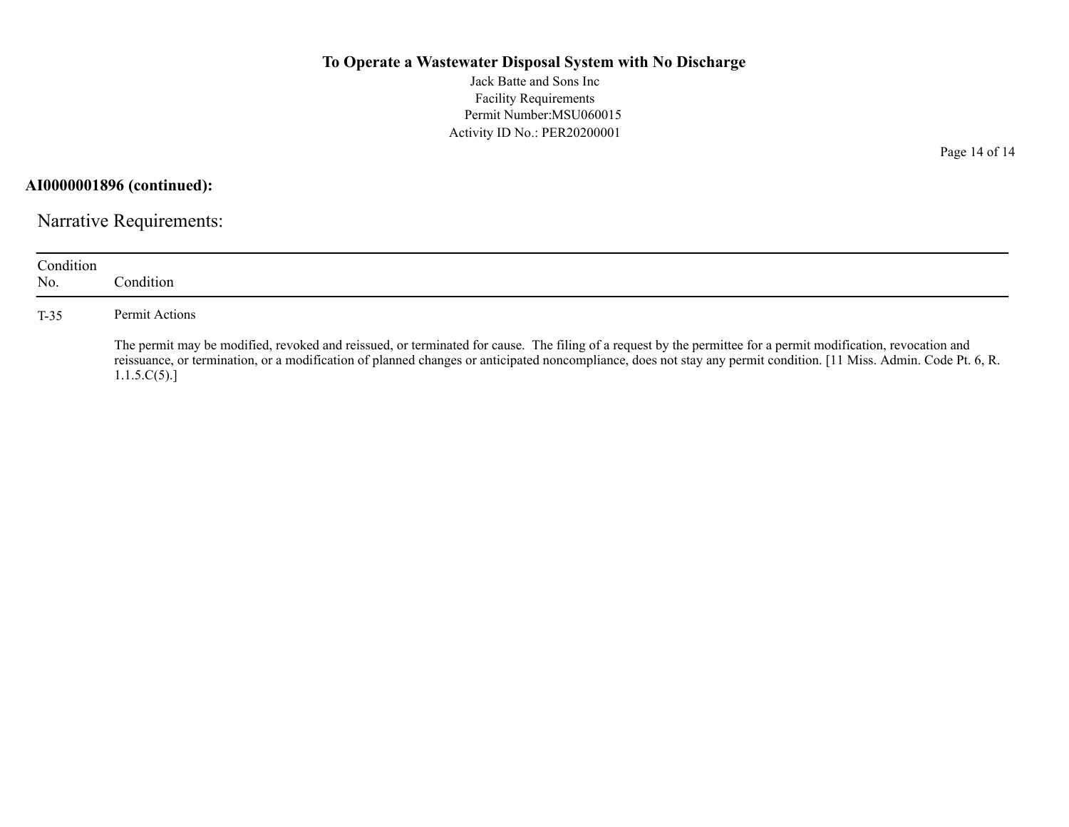**AI0000001896 (continued):**

Narrative Requirements:

| Condition No. | Condition |
|---|---|
| T-35 | Permit Actions<br><br>The permit may be modified, revoked and reissued, or terminated for cause. The filing of a request by the permittee for a permit modification, revocation and reissuance, or termination, or a modification of planned changes or anticipated noncompliance, does not stay any permit condition. [11 Miss. Admin. Code Pt. 6, R. 1.1.5.C(5).] |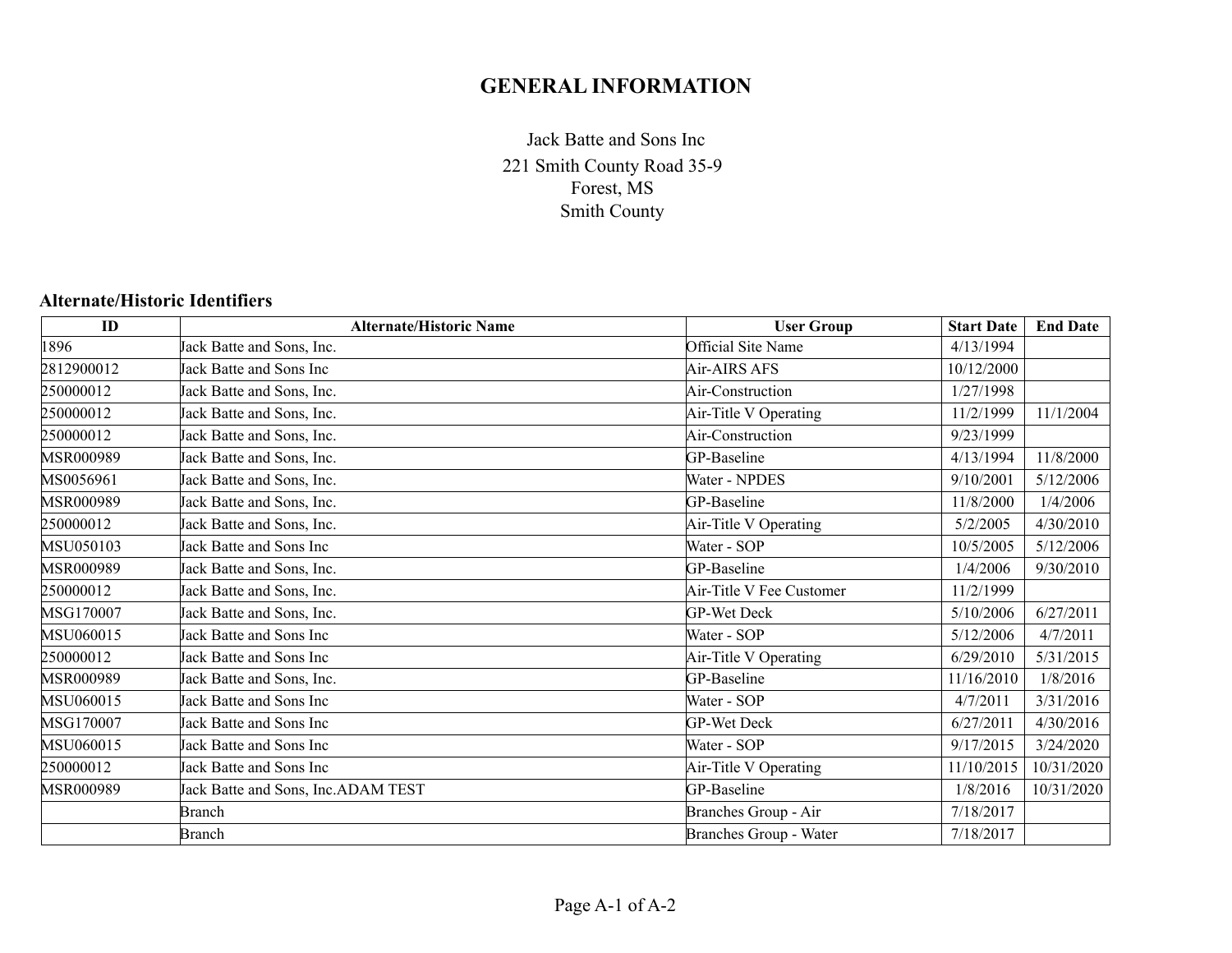# GENERAL INFORMATION

Jack Batte and Sons Inc
221 Smith County Road 35-9
Forest, MS
Smith County

## Alternate/Historic Identifiers

| ID | Alternate/Historic Name | User Group | Start Date | End Date |
|---|---|---|---|---|
| 1896 | Jack Batte and Sons, Inc. | Official Site Name | 4/13/1994 | |
| 2812900012 | Jack Batte and Sons Inc | Air-AIRS AFS | 10/12/2000 | |
| 250000012 | Jack Batte and Sons, Inc. | Air-Construction | 1/27/1998 | |
| 250000012 | Jack Batte and Sons, Inc. | Air-Title V Operating | 11/2/1999 | 11/1/2004 |
| 250000012 | Jack Batte and Sons, Inc. | Air-Construction | 9/23/1999 | |
| MSR000989 | Jack Batte and Sons, Inc. | GP-Baseline | 4/13/1994 | 11/8/2000 |
| MS0056961 | Jack Batte and Sons, Inc. | Water - NPDES | 9/10/2001 | 5/12/2006 |
| MSR000989 | Jack Batte and Sons, Inc. | GP-Baseline | 11/8/2000 | 1/4/2006 |
| 250000012 | Jack Batte and Sons, Inc. | Air-Title V Operating | 5/2/2005 | 4/30/2010 |
| MSU050103 | Jack Batte and Sons Inc | Water - SOP | 10/5/2005 | 5/12/2006 |
| MSR000989 | Jack Batte and Sons, Inc. | GP-Baseline | 1/4/2006 | 9/30/2010 |
| 250000012 | Jack Batte and Sons, Inc. | Air-Title V Fee Customer | 11/2/1999 | |
| MSG170007 | Jack Batte and Sons, Inc. | GP-Wet Deck | 5/10/2006 | 6/27/2011 |
| MSU060015 | Jack Batte and Sons Inc | Water - SOP | 5/12/2006 | 4/7/2011 |
| 250000012 | Jack Batte and Sons Inc | Air-Title V Operating | 6/29/2010 | 5/31/2015 |
| MSR000989 | Jack Batte and Sons, Inc. | GP-Baseline | 11/16/2010 | 1/8/2016 |
| MSU060015 | Jack Batte and Sons Inc | Water - SOP | 4/7/2011 | 3/31/2016 |
| MSG170007 | Jack Batte and Sons Inc | GP-Wet Deck | 6/27/2011 | 4/30/2016 |
| MSU060015 | Jack Batte and Sons Inc | Water - SOP | 9/17/2015 | 3/24/2020 |
| 250000012 | Jack Batte and Sons Inc | Air-Title V Operating | 11/10/2015 | 10/31/2020 |
| MSR000989 | Jack Batte and Sons, Inc.ADAM TEST | GP-Baseline | 1/8/2016 | 10/31/2020 |
| | Branch | Branches Group - Air | 7/18/2017 | |
| | Branch | Branches Group - Water | 7/18/2017 | |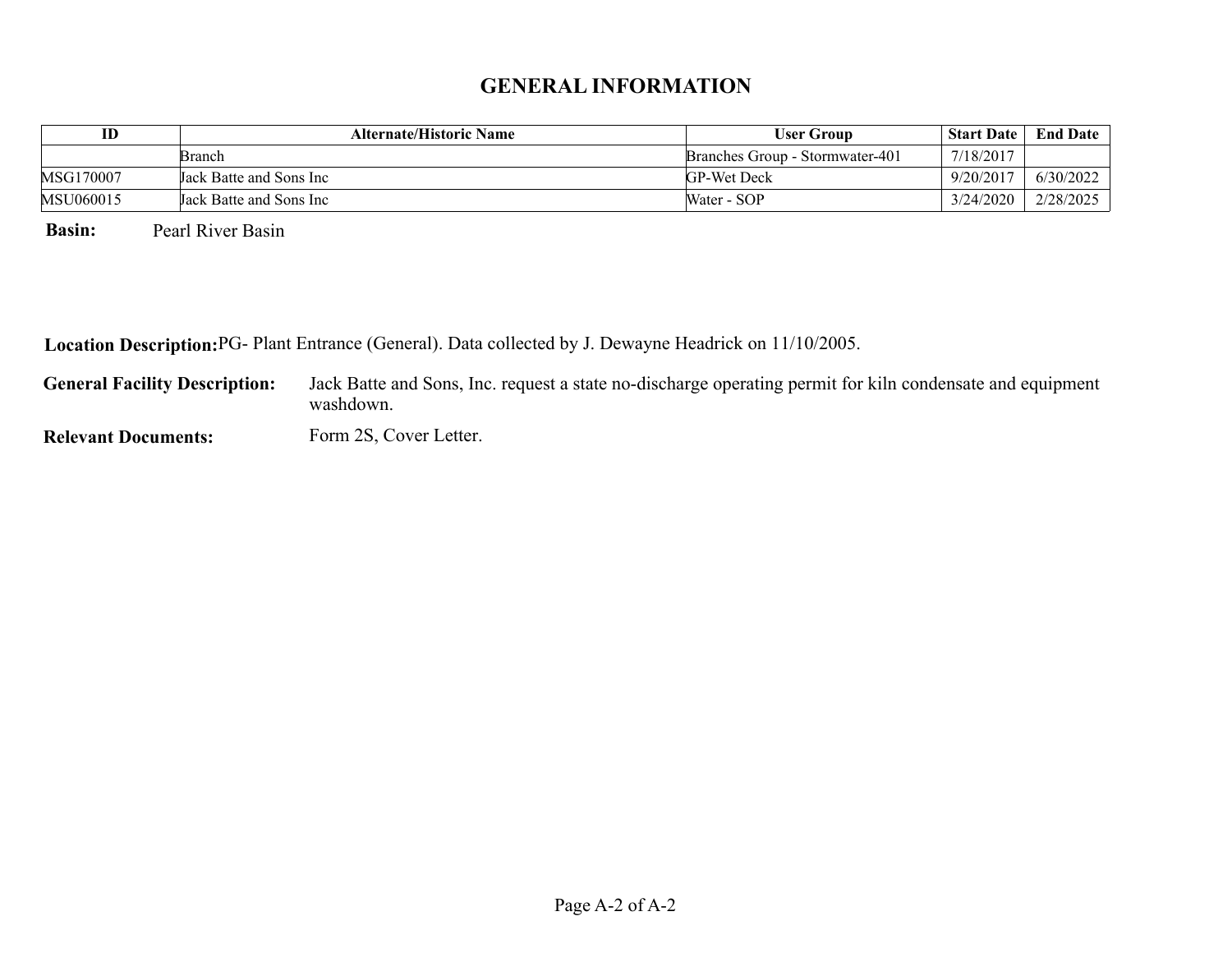# GENERAL INFORMATION

| ID | Alternate/Historic Name | User Group | Start Date | End Date |
|---|---|---|---|---|
| | Branch | Branches Group - Stormwater-401 | 7/18/2017 | |
| MSG170007 | Jack Batte and Sons Inc | GP-Wet Deck | 9/20/2017 | 6/30/2022 |
| MSU060015 | Jack Batte and Sons Inc | Water - SOP | 3/24/2020 | 2/28/2025 |

**Basin:** Pearl River Basin

**Location Description:** PG- Plant Entrance (General). Data collected by J. Dewayne Headrick on 11/10/2005.

**General Facility Description:** Jack Batte and Sons, Inc. request a state no-discharge operating permit for kiln condensate and equipment washdown.

**Relevant Documents:** Form 2S, Cover Letter.